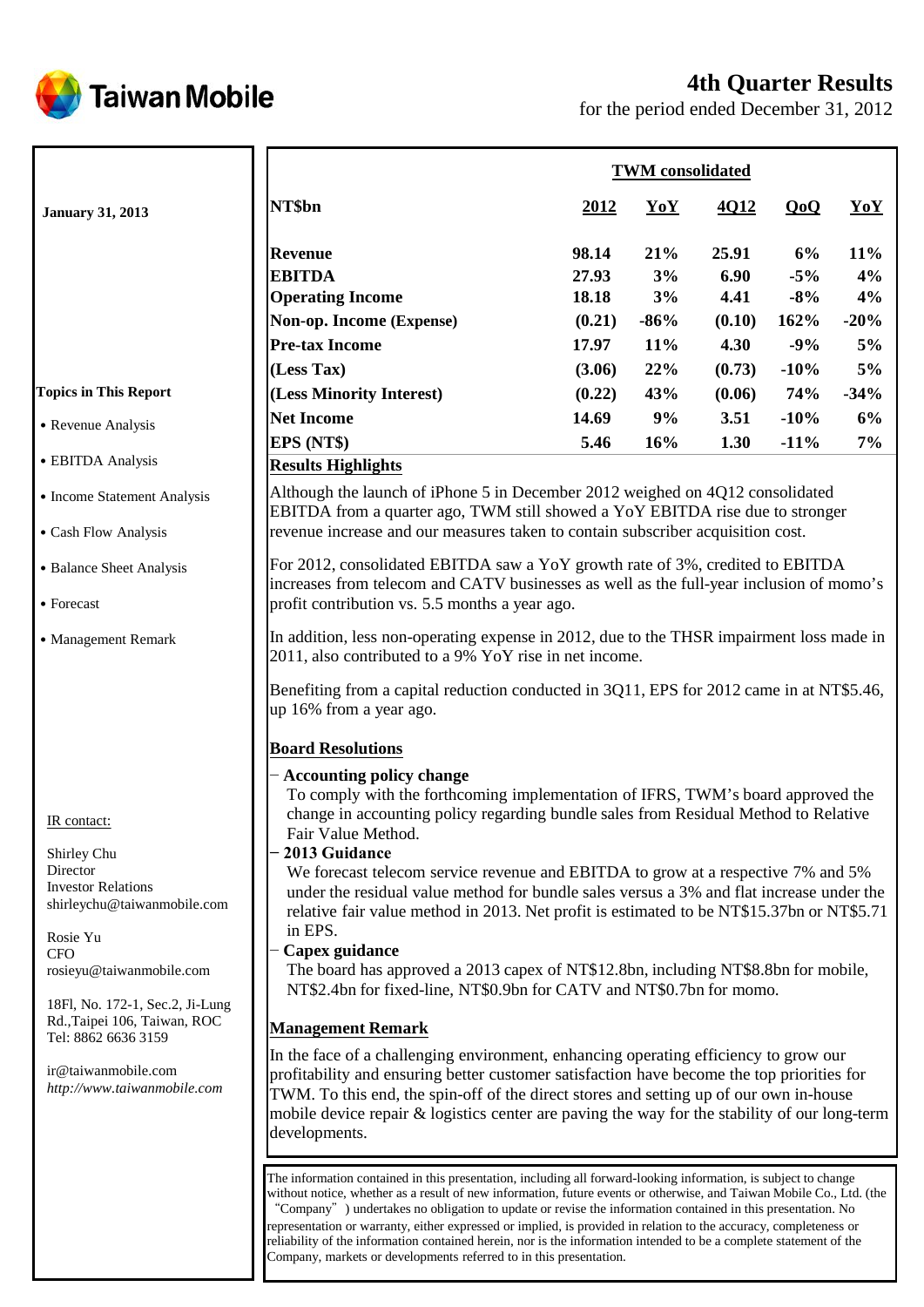# 4th Quarter Results

for the period ended December 31, 2012

**January 31, 2013**

| NT$bn | 2012 | YoY | 4Q12 | QoQ | YoY |
|---|---|---|---|---|---|
| | **TWM consolidated** | | | | |
| **Revenue** | 98.14 | 21% | 25.91 | 6% | 11% |
| **EBITDA** | 27.93 | 3% | 6.90 | -5% | 4% |
| **Operating Income** | 18.18 | 3% | 4.41 | -8% | 4% |
| **Non-op. Income (Expense)** | (0.21) | -86% | (0.10) | 162% | -20% |
| **Pre-tax Income** | 17.97 | 11% | 4.30 | -9% | 5% |
| **(Less Tax)** | (3.06) | 22% | (0.73) | -10% | 5% |
| **(Less Minority Interest)** | (0.22) | 43% | (0.06) | 74% | -34% |
| **Net Income** | 14.69 | 9% | 3.51 | -10% | 6% |
| **EPS (NT$)** | 5.46 | 16% | 1.30 | -11% | 7% |

## Results Highlights

Although the launch of iPhone 5 in December 2012 weighed on 4Q12 consolidated EBITDA from a quarter ago, TWM still showed a YoY EBITDA rise due to stronger revenue increase and our measures taken to contain subscriber acquisition cost.

For 2012, consolidated EBITDA saw a YoY growth rate of 3%, credited to EBITDA increases from telecom and CATV businesses as well as the full-year inclusion of momo's profit contribution vs. 5.5 months a year ago.

In addition, less non-operating expense in 2012, due to the THSR impairment loss made in 2011, also contributed to a 9% YoY rise in net income.

Benefiting from a capital reduction conducted in 3Q11, EPS for 2012 came in at NT$5.46, up 16% from a year ago.

## Board Resolutions

− **Accounting policy change**

To comply with the forthcoming implementation of IFRS, TWM's board approved the change in accounting policy regarding bundle sales from Residual Method to Relative Fair Value Method.

− **2013 Guidance**

We forecast telecom service revenue and EBITDA to grow at a respective 7% and 5% under the residual value method for bundle sales versus a 3% and flat increase under the relative fair value method in 2013. Net profit is estimated to be NT$15.37bn or NT$5.71 in EPS.

− **Capex guidance**

The board has approved a 2013 capex of NT$12.8bn, including NT$8.8bn for mobile, NT$2.4bn for fixed-line, NT$0.9bn for CATV and NT$0.7bn for momo.

## Management Remark

In the face of a challenging environment, enhancing operating efficiency to grow our profitability and ensuring better customer satisfaction have become the top priorities for TWM. To this end, the spin-off of the direct stores and setting up of our own in-house mobile device repair & logistics center are paving the way for the stability of our long-term developments.

**Topics in This Report**

- Revenue Analysis
- EBITDA Analysis
- Income Statement Analysis
- Cash Flow Analysis
- Balance Sheet Analysis
- Forecast
- Management Remark

IR contact:

Shirley Chu
Director
Investor Relations
shirleychu@taiwanmobile.com

Rosie Yu
CFO
rosieyu@taiwanmobile.com

18Fl, No. 172-1, Sec.2, Ji-Lung Rd.,Taipei 106, Taiwan, ROC
Tel: 8862 6636 3159

ir@taiwanmobile.com
*http://www.taiwanmobile.com*

The information contained in this presentation, including all forward-looking information, is subject to change without notice, whether as a result of new information, future events or otherwise, and Taiwan Mobile Co., Ltd. (the "Company") undertakes no obligation to update or revise the information contained in this presentation. No representation or warranty, either expressed or implied, is provided in relation to the accuracy, completeness or reliability of the information contained herein, nor is the information intended to be a complete statement of the Company, markets or developments referred to in this presentation.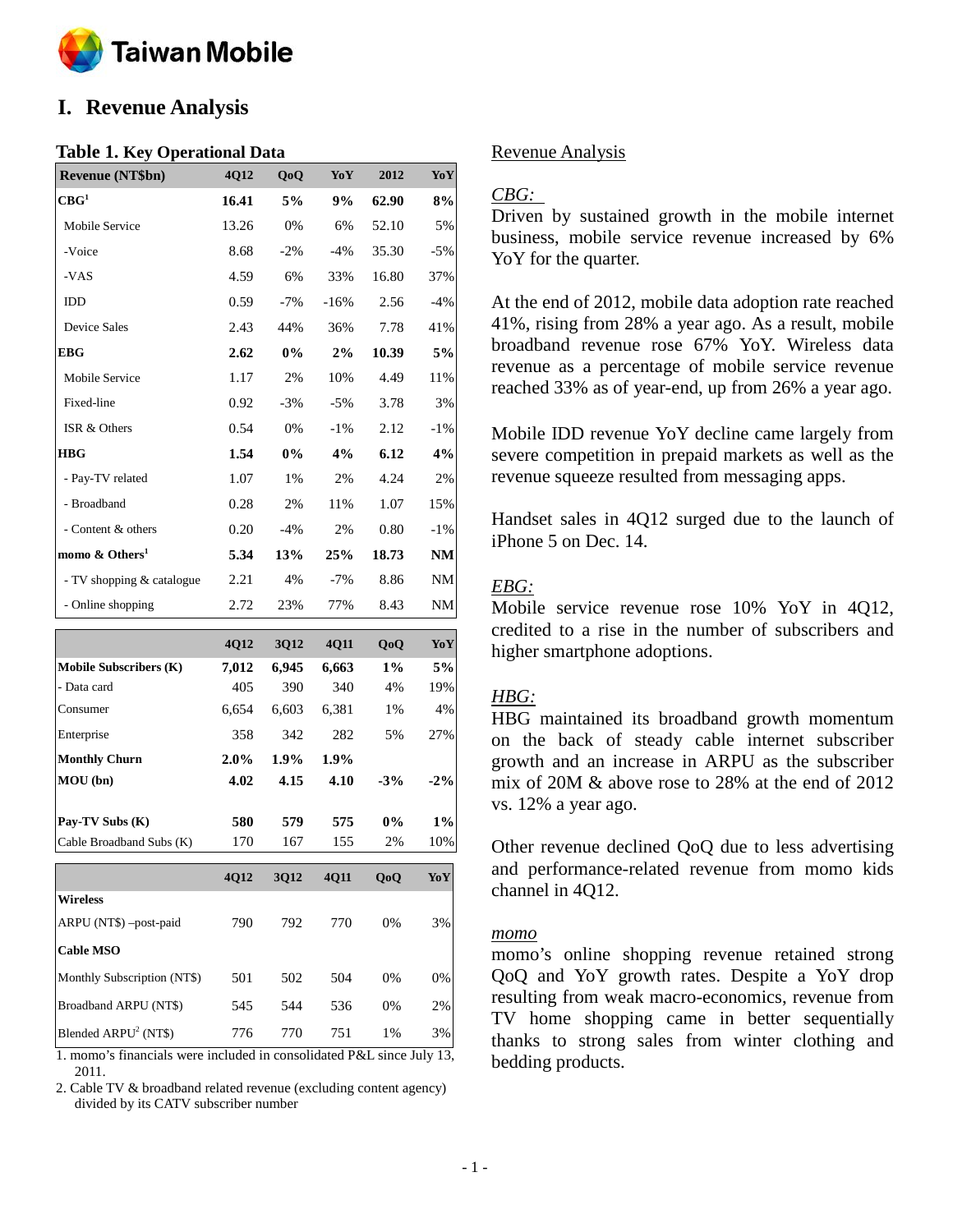# I. Revenue Analysis

### Table 1. Key Operational Data

| Revenue (NT$bn) | 4Q12 | QoQ | YoY | 2012 | YoY |
|---|---|---|---|---|---|
| **CBG[1]** | **16.41** | **5%** | **9%** | **62.90** | **8%** |
| Mobile Service | 13.26 | 0% | 6% | 52.10 | 5% |
| -Voice | 8.68 | -2% | -4% | 35.30 | -5% |
| -VAS | 4.59 | 6% | 33% | 16.80 | 37% |
| IDD | 0.59 | -7% | -16% | 2.56 | -4% |
| Device Sales | 2.43 | 44% | 36% | 7.78 | 41% |
| **EBG** | **2.62** | **0%** | **2%** | **10.39** | **5%** |
| Mobile Service | 1.17 | 2% | 10% | 4.49 | 11% |
| Fixed-line | 0.92 | -3% | -5% | 3.78 | 3% |
| ISR & Others | 0.54 | 0% | -1% | 2.12 | -1% |
| **HBG** | **1.54** | **0%** | **4%** | **6.12** | **4%** |
| - Pay-TV related | 1.07 | 1% | 2% | 4.24 | 2% |
| - Broadband | 0.28 | 2% | 11% | 1.07 | 15% |
| - Content & others | 0.20 | -4% | 2% | 0.80 | -1% |
| **momo & Others[1]** | **5.34** | **13%** | **25%** | **18.73** | **NM** |
| - TV shopping & catalogue | 2.21 | 4% | -7% | 8.86 | NM |
| - Online shopping | 2.72 | 23% | 77% | 8.43 | NM |

| | 4Q12 | 3Q12 | 4Q11 | QoQ | YoY |
|---|---|---|---|---|---|
| **Mobile Subscribers (K)** | **7,012** | **6,945** | **6,663** | **1%** | **5%** |
| - Data card | 405 | 390 | 340 | 4% | 19% |
| Consumer | 6,654 | 6,603 | 6,381 | 1% | 4% |
| Enterprise | 358 | 342 | 282 | 5% | 27% |
| **Monthly Churn** | **2.0%** | **1.9%** | **1.9%** | | |
| **MOU (bn)** | **4.02** | **4.15** | **4.10** | **-3%** | **-2%** |
| **Pay-TV Subs (K)** | **580** | **579** | **575** | **0%** | **1%** |
| Cable Broadband Subs (K) | 170 | 167 | 155 | 2% | 10% |

| | 4Q12 | 3Q12 | 4Q11 | QoQ | YoY |
|---|---|---|---|---|---|
| **Wireless** | | | | | |
| ARPU (NT$) –post-paid | 790 | 792 | 770 | 0% | 3% |
| **Cable MSO** | | | | | |
| Monthly Subscription (NT$) | 501 | 502 | 504 | 0% | 0% |
| Broadband ARPU (NT$) | 545 | 544 | 536 | 0% | 2% |
| Blended ARPU[2] (NT$) | 776 | 770 | 751 | 1% | 3% |

1. momo's financials were included in consolidated P&L since July 13, 2011.
2. Cable TV & broadband related revenue (excluding content agency) divided by its CATV subscriber number

<u>Revenue Analysis</u>

*<u>CBG:</u>*
Driven by sustained growth in the mobile internet business, mobile service revenue increased by 6% YoY for the quarter.

At the end of 2012, mobile data adoption rate reached 41%, rising from 28% a year ago. As a result, mobile broadband revenue rose 67% YoY. Wireless data revenue as a percentage of mobile service revenue reached 33% as of year-end, up from 26% a year ago.

Mobile IDD revenue YoY decline came largely from severe competition in prepaid markets as well as the revenue squeeze resulted from messaging apps.

Handset sales in 4Q12 surged due to the launch of iPhone 5 on Dec. 14.

*<u>EBG:</u>*
Mobile service revenue rose 10% YoY in 4Q12, credited to a rise in the number of subscribers and higher smartphone adoptions.

*<u>HBG:</u>*
HBG maintained its broadband growth momentum on the back of steady cable internet subscriber growth and an increase in ARPU as the subscriber mix of 20M & above rose to 28% at the end of 2012 vs. 12% a year ago.

Other revenue declined QoQ due to less advertising and performance-related revenue from momo kids channel in 4Q12.

*<u>momo</u>*
momo's online shopping revenue retained strong QoQ and YoY growth rates. Despite a YoY drop resulting from weak macro-economics, revenue from TV home shopping came in better sequentially thanks to strong sales from winter clothing and bedding products.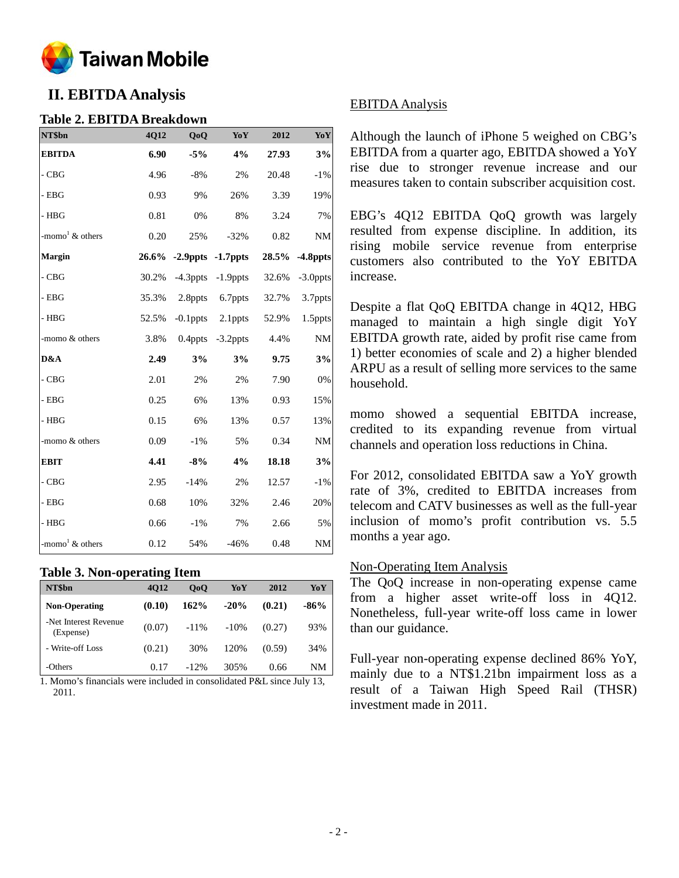## II. EBITDA Analysis

### Table 2. EBITDA Breakdown

| NT$bn | 4Q12 | QoQ | YoY | 2012 | YoY |
|---|---|---|---|---|---|
| **EBITDA** | **6.90** | **-5%** | **4%** | **27.93** | **3%** |
| - CBG | 4.96 | -8% | 2% | 20.48 | -1% |
| - EBG | 0.93 | 9% | 26% | 3.39 | 19% |
| - HBG | 0.81 | 0% | 8% | 3.24 | 7% |
| -momo[1] & others | 0.20 | 25% | -32% | 0.82 | NM |
| **Margin** | **26.6%** | **-2.9ppts** | **-1.7ppts** | **28.5%** | **-4.8ppts** |
| - CBG | 30.2% | -4.3ppts | -1.9ppts | 32.6% | -3.0ppts |
| - EBG | 35.3% | 2.8ppts | 6.7ppts | 32.7% | 3.7ppts |
| - HBG | 52.5% | -0.1ppts | 2.1ppts | 52.9% | 1.5ppts |
| -momo & others | 3.8% | 0.4ppts | -3.2ppts | 4.4% | NM |
| **D&A** | **2.49** | **3%** | **3%** | **9.75** | **3%** |
| - CBG | 2.01 | 2% | 2% | 7.90 | 0% |
| - EBG | 0.25 | 6% | 13% | 0.93 | 15% |
| - HBG | 0.15 | 6% | 13% | 0.57 | 13% |
| -momo & others | 0.09 | -1% | 5% | 0.34 | NM |
| **EBIT** | **4.41** | **-8%** | **4%** | **18.18** | **3%** |
| - CBG | 2.95 | -14% | 2% | 12.57 | -1% |
| - EBG | 0.68 | 10% | 32% | 2.46 | 20% |
| - HBG | 0.66 | -1% | 7% | 2.66 | 5% |
| -momo[1] & others | 0.12 | 54% | -46% | 0.48 | NM |

### Table 3. Non-operating Item

| NT$bn | 4Q12 | QoQ | YoY | 2012 | YoY |
|---|---|---|---|---|---|
| **Non-Operating** | **(0.10)** | **162%** | **-20%** | **(0.21)** | **-86%** |
| -Net Interest Revenue (Expense) | (0.07) | -11% | -10% | (0.27) | 93% |
| - Write-off Loss | (0.21) | 30% | 120% | (0.59) | 34% |
| -Others | 0.17 | -12% | 305% | 0.66 | NM |

1. Momo's financials were included in consolidated P&L since July 13, 2011.

EBITDA Analysis

Although the launch of iPhone 5 weighed on CBG's EBITDA from a quarter ago, EBITDA showed a YoY rise due to stronger revenue increase and our measures taken to contain subscriber acquisition cost.

EBG's 4Q12 EBITDA QoQ growth was largely resulted from expense discipline. In addition, its rising mobile service revenue from enterprise customers also contributed to the YoY EBITDA increase.

Despite a flat QoQ EBITDA change in 4Q12, HBG managed to maintain a high single digit YoY EBITDA growth rate, aided by profit rise came from 1) better economies of scale and 2) a higher blended ARPU as a result of selling more services to the same household.

momo showed a sequential EBITDA increase, credited to its expanding revenue from virtual channels and operation loss reductions in China.

For 2012, consolidated EBITDA saw a YoY growth rate of 3%, credited to EBITDA increases from telecom and CATV businesses as well as the full-year inclusion of momo's profit contribution vs. 5.5 months a year ago.

Non-Operating Item Analysis

The QoQ increase in non-operating expense came from a higher asset write-off loss in 4Q12. Nonetheless, full-year write-off loss came in lower than our guidance.

Full-year non-operating expense declined 86% YoY, mainly due to a NT$1.21bn impairment loss as a result of a Taiwan High Speed Rail (THSR) investment made in 2011.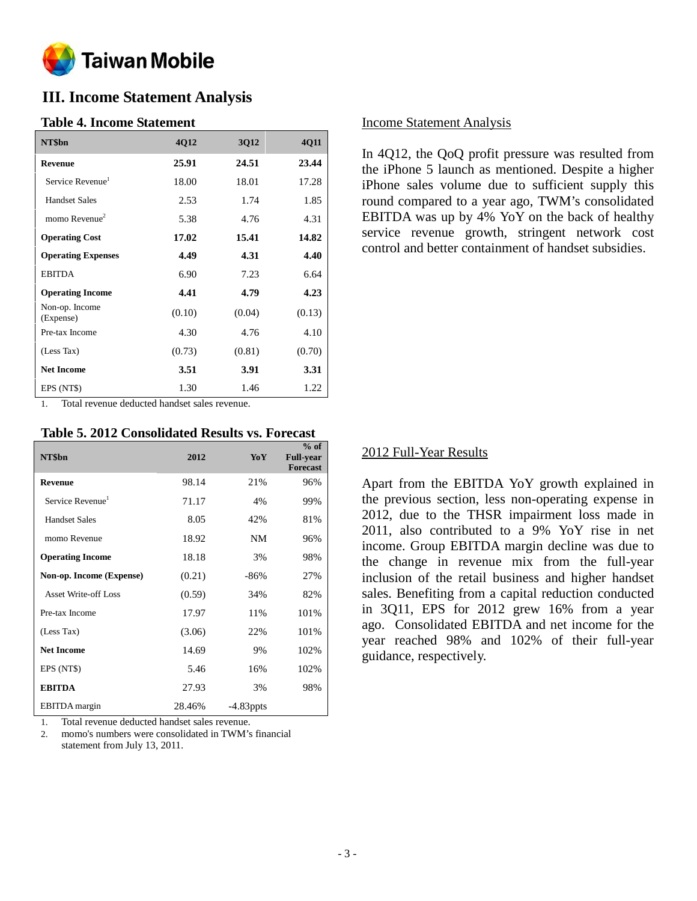# III. Income Statement Analysis

### Table 4. Income Statement

| NT$bn | 4Q12 | 3Q12 | 4Q11 |
|---|---|---|---|
| **Revenue** | **25.91** | **24.51** | **23.44** |
| Service Revenue[1] | 18.00 | 18.01 | 17.28 |
| Handset Sales | 2.53 | 1.74 | 1.85 |
| momo Revenue[2] | 5.38 | 4.76 | 4.31 |
| **Operating Cost** | **17.02** | **15.41** | **14.82** |
| **Operating Expenses** | **4.49** | **4.31** | **4.40** |
| EBITDA | 6.90 | 7.23 | 6.64 |
| **Operating Income** | **4.41** | **4.79** | **4.23** |
| Non-op. Income (Expense) | (0.10) | (0.04) | (0.13) |
| Pre-tax Income | 4.30 | 4.76 | 4.10 |
| (Less Tax) | (0.73) | (0.81) | (0.70) |
| **Net Income** | **3.51** | **3.91** | **3.31** |
| EPS (NT$) | 1.30 | 1.46 | 1.22 |

1. Total revenue deducted handset sales revenue.

### Income Statement Analysis

In 4Q12, the QoQ profit pressure was resulted from the iPhone 5 launch as mentioned. Despite a higher iPhone sales volume due to sufficient supply this round compared to a year ago, TWM's consolidated EBITDA was up by 4% YoY on the back of healthy service revenue growth, stringent network cost control and better containment of handset subsidies.

### Table 5. 2012 Consolidated Results vs. Forecast

| NT$bn | 2012 | YoY | % of Full-year Forecast |
|---|---|---|---|
| **Revenue** | 98.14 | 21% | 96% |
| Service Revenue[1] | 71.17 | 4% | 99% |
| Handset Sales | 8.05 | 42% | 81% |
| momo Revenue | 18.92 | NM | 96% |
| **Operating Income** | 18.18 | 3% | 98% |
| **Non-op. Income (Expense)** | (0.21) | -86% | 27% |
| Asset Write-off Loss | (0.59) | 34% | 82% |
| Pre-tax Income | 17.97 | 11% | 101% |
| (Less Tax) | (3.06) | 22% | 101% |
| **Net Income** | 14.69 | 9% | 102% |
| EPS (NT$) | 5.46 | 16% | 102% |
| **EBITDA** | 27.93 | 3% | 98% |
| EBITDA margin | 28.46% | -4.83ppts | |

1. Total revenue deducted handset sales revenue.
2. momo's numbers were consolidated in TWM's financial statement from July 13, 2011.

### 2012 Full-Year Results

Apart from the EBITDA YoY growth explained in the previous section, less non-operating expense in 2012, due to the THSR impairment loss made in 2011, also contributed to a 9% YoY rise in net income. Group EBITDA margin decline was due to the change in revenue mix from the full-year inclusion of the retail business and higher handset sales. Benefiting from a capital reduction conducted in 3Q11, EPS for 2012 grew 16% from a year ago. Consolidated EBITDA and net income for the year reached 98% and 102% of their full-year guidance, respectively.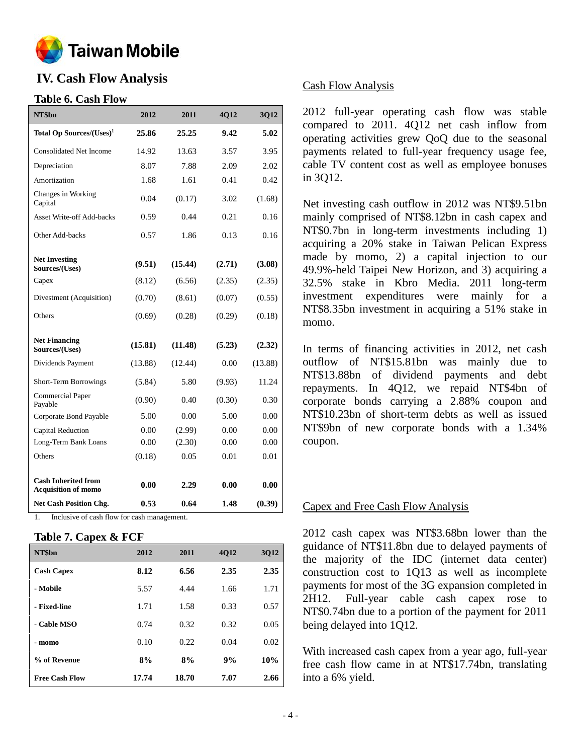# IV. Cash Flow Analysis

### Table 6. Cash Flow

| NT$bn | 2012 | 2011 | 4Q12 | 3Q12 |
|---|---|---|---|---|
| **Total Op Sources/(Uses)[1]** | **25.86** | **25.25** | **9.42** | **5.02** |
| Consolidated Net Income | 14.92 | 13.63 | 3.57 | 3.95 |
| Depreciation | 8.07 | 7.88 | 2.09 | 2.02 |
| Amortization | 1.68 | 1.61 | 0.41 | 0.42 |
| Changes in Working Capital | 0.04 | (0.17) | 3.02 | (1.68) |
| Asset Write-off Add-backs | 0.59 | 0.44 | 0.21 | 0.16 |
| Other Add-backs | 0.57 | 1.86 | 0.13 | 0.16 |
| **Net Investing Sources/(Uses)** | **(9.51)** | **(15.44)** | **(2.71)** | **(3.08)** |
| Capex | (8.12) | (6.56) | (2.35) | (2.35) |
| Divestment (Acquisition) | (0.70) | (8.61) | (0.07) | (0.55) |
| Others | (0.69) | (0.28) | (0.29) | (0.18) |
| **Net Financing Sources/(Uses)** | **(15.81)** | **(11.48)** | **(5.23)** | **(2.32)** |
| Dividends Payment | (13.88) | (12.44) | 0.00 | (13.88) |
| Short-Term Borrowings | (5.84) | 5.80 | (9.93) | 11.24 |
| Commercial Paper Payable | (0.90) | 0.40 | (0.30) | 0.30 |
| Corporate Bond Payable | 5.00 | 0.00 | 5.00 | 0.00 |
| Capital Reduction | 0.00 | (2.99) | 0.00 | 0.00 |
| Long-Term Bank Loans | 0.00 | (2.30) | 0.00 | 0.00 |
| Others | (0.18) | 0.05 | 0.01 | 0.01 |
| **Cash Inherited from Acquisition of momo** | **0.00** | **2.29** | **0.00** | **0.00** |
| **Net Cash Position Chg.** | **0.53** | **0.64** | **1.48** | **(0.39)** |

1. Inclusive of cash flow for cash management.

### Table 7. Capex & FCF

| NT$bn | 2012 | 2011 | 4Q12 | 3Q12 |
|---|---|---|---|---|
| **Cash Capex** | **8.12** | **6.56** | **2.35** | **2.35** |
| **- Mobile** | 5.57 | 4.44 | 1.66 | 1.71 |
| **- Fixed-line** | 1.71 | 1.58 | 0.33 | 0.57 |
| **- Cable MSO** | 0.74 | 0.32 | 0.32 | 0.05 |
| **- momo** | 0.10 | 0.22 | 0.04 | 0.02 |
| **% of Revenue** | **8%** | **8%** | **9%** | **10%** |
| **Free Cash Flow** | **17.74** | **18.70** | **7.07** | **2.66** |

## Cash Flow Analysis

2012 full-year operating cash flow was stable compared to 2011. 4Q12 net cash inflow from operating activities grew QoQ due to the seasonal payments related to full-year frequency usage fee, cable TV content cost as well as employee bonuses in 3Q12.

Net investing cash outflow in 2012 was NT$9.51bn mainly comprised of NT$8.12bn in cash capex and NT$0.7bn in long-term investments including 1) acquiring a 20% stake in Taiwan Pelican Express made by momo, 2) a capital injection to our 49.9%-held Taipei New Horizon, and 3) acquiring a 32.5% stake in Kbro Media. 2011 long-term investment expenditures were mainly for a NT$8.35bn investment in acquiring a 51% stake in momo.

In terms of financing activities in 2012, net cash outflow of NT$15.81bn was mainly due to NT$13.88bn of dividend payments and debt repayments. In 4Q12, we repaid NT$4bn of corporate bonds carrying a 2.88% coupon and NT$10.23bn of short-term debts as well as issued NT$9bn of new corporate bonds with a 1.34% coupon.

## Capex and Free Cash Flow Analysis

2012 cash capex was NT$3.68bn lower than the guidance of NT$11.8bn due to delayed payments of the majority of the IDC (internet data center) construction cost to 1Q13 as well as incomplete payments for most of the 3G expansion completed in 2H12. Full-year cable cash capex rose to NT$0.74bn due to a portion of the payment for 2011 being delayed into 1Q12.

With increased cash capex from a year ago, full-year free cash flow came in at NT$17.74bn, translating into a 6% yield.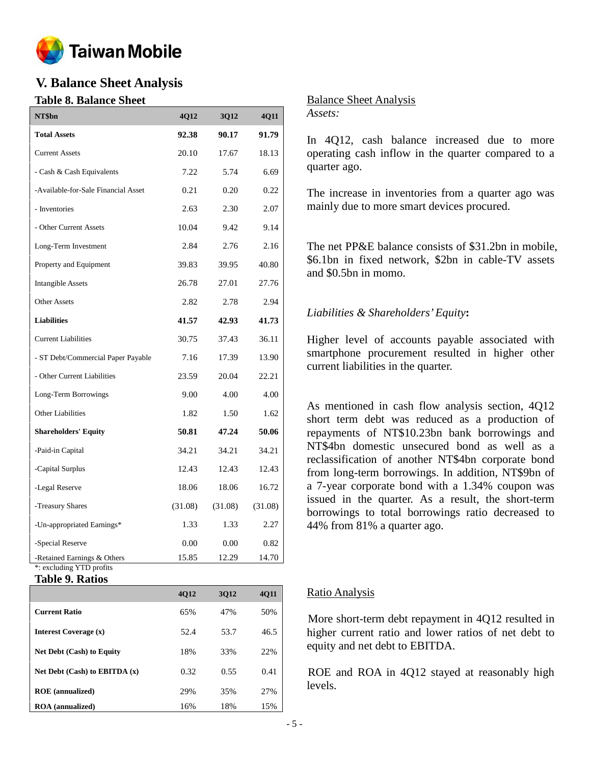# V. Balance Sheet Analysis

## Table 8. Balance Sheet

| NT$bn | 4Q12 | 3Q12 | 4Q11 |
|---|---|---|---|
| **Total Assets** | **92.38** | **90.17** | **91.79** |
| Current Assets | 20.10 | 17.67 | 18.13 |
| - Cash & Cash Equivalents | 7.22 | 5.74 | 6.69 |
| -Available-for-Sale Financial Asset | 0.21 | 0.20 | 0.22 |
| - Inventories | 2.63 | 2.30 | 2.07 |
| - Other Current Assets | 10.04 | 9.42 | 9.14 |
| Long-Term Investment | 2.84 | 2.76 | 2.16 |
| Property and Equipment | 39.83 | 39.95 | 40.80 |
| Intangible Assets | 26.78 | 27.01 | 27.76 |
| Other Assets | 2.82 | 2.78 | 2.94 |
| **Liabilities** | **41.57** | **42.93** | **41.73** |
| Current Liabilities | 30.75 | 37.43 | 36.11 |
| - ST Debt/Commercial Paper Payable | 7.16 | 17.39 | 13.90 |
| - Other Current Liabilities | 23.59 | 20.04 | 22.21 |
| Long-Term Borrowings | 9.00 | 4.00 | 4.00 |
| Other Liabilities | 1.82 | 1.50 | 1.62 |
| **Shareholders' Equity** | **50.81** | **47.24** | **50.06** |
| -Paid-in Capital | 34.21 | 34.21 | 34.21 |
| -Capital Surplus | 12.43 | 12.43 | 12.43 |
| -Legal Reserve | 18.06 | 18.06 | 16.72 |
| -Treasury Shares | (31.08) | (31.08) | (31.08) |
| -Un-appropriated Earnings* | 1.33 | 1.33 | 2.27 |
| -Special Reserve | 0.00 | 0.00 | 0.82 |
| -Retained Earnings & Others | 15.85 | 12.29 | 14.70 |

*: excluding YTD profits

## Table 9. Ratios

| | 4Q12 | 3Q12 | 4Q11 |
|---|---|---|---|
| **Current Ratio** | 65% | 47% | 50% |
| **Interest Coverage (x)** | 52.4 | 53.7 | 46.5 |
| **Net Debt (Cash) to Equity** | 18% | 33% | 22% |
| **Net Debt (Cash) to EBITDA (x)** | 0.32 | 0.55 | 0.41 |
| **ROE (annualized)** | 29% | 35% | 27% |
| **ROA (annualized)** | 16% | 18% | 15% |

### Balance Sheet Analysis

*Assets:*

In 4Q12, cash balance increased due to more operating cash inflow in the quarter compared to a quarter ago.

The increase in inventories from a quarter ago was mainly due to more smart devices procured.

The net PP&E balance consists of $31.2bn in mobile, $6.1bn in fixed network, $2bn in cable-TV assets and $0.5bn in momo.

*Liabilities & Shareholders' Equity***:**

Higher level of accounts payable associated with smartphone procurement resulted in higher other current liabilities in the quarter.

As mentioned in cash flow analysis section, 4Q12 short term debt was reduced as a production of repayments of NT$10.23bn bank borrowings and NT$4bn domestic unsecured bond as well as a reclassification of another NT$4bn corporate bond from long-term borrowings. In addition, NT$9bn of a 7-year corporate bond with a 1.34% coupon was issued in the quarter. As a result, the short-term borrowings to total borrowings ratio decreased to 44% from 81% a quarter ago.

### Ratio Analysis

More short-term debt repayment in 4Q12 resulted in higher current ratio and lower ratios of net debt to equity and net debt to EBITDA.

ROE and ROA in 4Q12 stayed at reasonably high levels.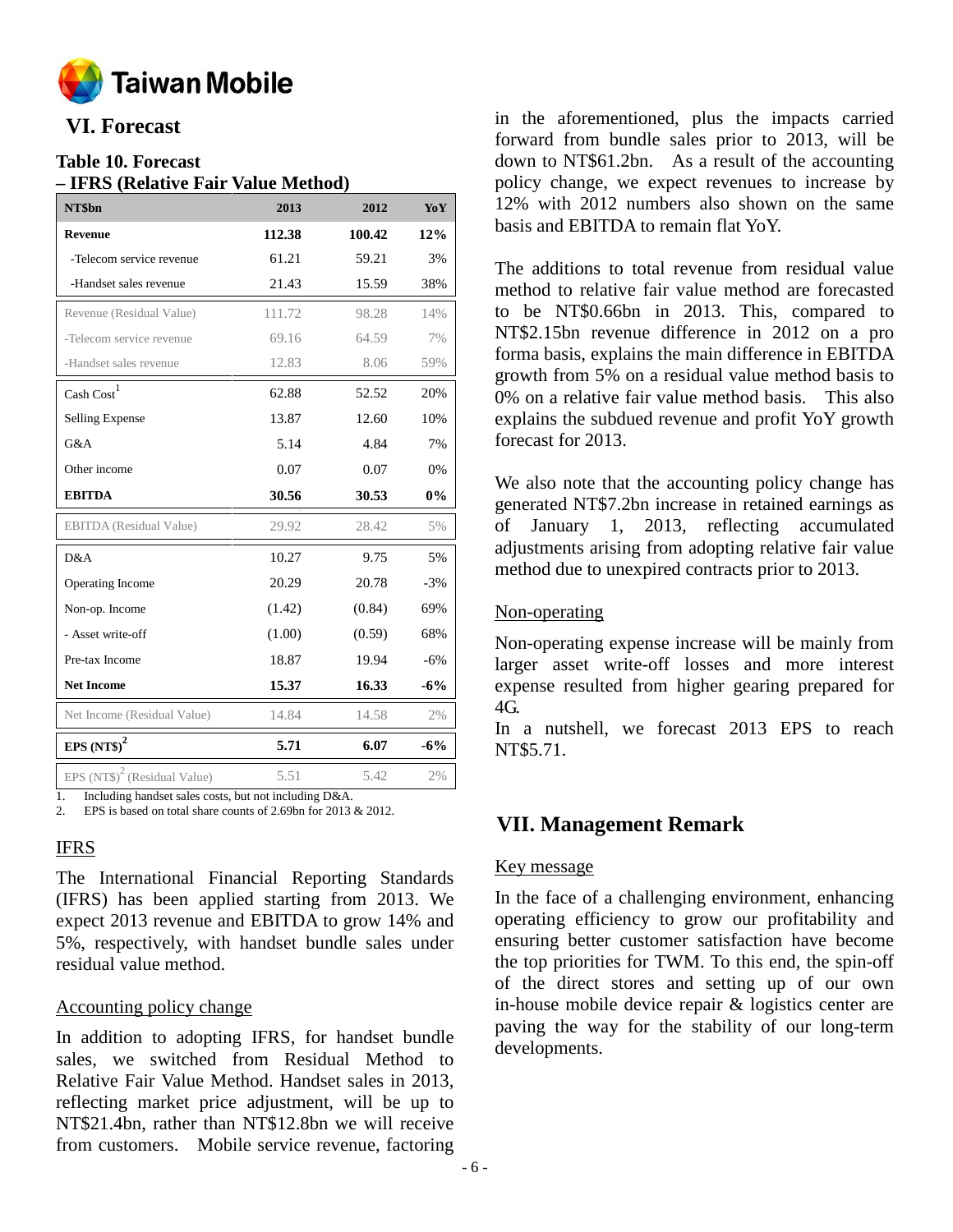## VI. Forecast

**Table 10. Forecast – IFRS (Relative Fair Value Method)**

| NT$bn | 2013 | 2012 | YoY |
|---|---|---|---|
| **Revenue** | **112.38** | **100.42** | **12%** |
| -Telecom service revenue | 61.21 | 59.21 | 3% |
| -Handset sales revenue | 21.43 | 15.59 | 38% |
| Revenue (Residual Value) | 111.72 | 98.28 | 14% |
| -Telecom service revenue | 69.16 | 64.59 | 7% |
| -Handset sales revenue | 12.83 | 8.06 | 59% |
| Cash Cost[1] | 62.88 | 52.52 | 20% |
| Selling Expense | 13.87 | 12.60 | 10% |
| G&A | 5.14 | 4.84 | 7% |
| Other income | 0.07 | 0.07 | 0% |
| **EBITDA** | **30.56** | **30.53** | **0%** |
| EBITDA (Residual Value) | 29.92 | 28.42 | 5% |
| D&A | 10.27 | 9.75 | 5% |
| Operating Income | 20.29 | 20.78 | -3% |
| Non-op. Income | (1.42) | (0.84) | 69% |
| - Asset write-off | (1.00) | (0.59) | 68% |
| Pre-tax Income | 18.87 | 19.94 | -6% |
| **Net Income** | **15.37** | **16.33** | **-6%** |
| Net Income (Residual Value) | 14.84 | 14.58 | 2% |
| **EPS (NT$)[2]** | **5.71** | **6.07** | **-6%** |
| EPS (NT$)[2] (Residual Value) | 5.51 | 5.42 | 2% |

1. Including handset sales costs, but not including D&A.
2. EPS is based on total share counts of 2.69bn for 2013 & 2012.

### IFRS

The International Financial Reporting Standards (IFRS) has been applied starting from 2013. We expect 2013 revenue and EBITDA to grow 14% and 5%, respectively, with handset bundle sales under residual value method.

### Accounting policy change

In addition to adopting IFRS, for handset bundle sales, we switched from Residual Method to Relative Fair Value Method. Handset sales in 2013, reflecting market price adjustment, will be up to NT$21.4bn, rather than NT$12.8bn we will receive from customers. Mobile service revenue, factoring in the aforementioned, plus the impacts carried forward from bundle sales prior to 2013, will be down to NT$61.2bn. As a result of the accounting policy change, we expect revenues to increase by 12% with 2012 numbers also shown on the same basis and EBITDA to remain flat YoY.

The additions to total revenue from residual value method to relative fair value method are forecasted to be NT$0.66bn in 2013. This, compared to NT$2.15bn revenue difference in 2012 on a pro forma basis, explains the main difference in EBITDA growth from 5% on a residual value method basis to 0% on a relative fair value method basis. This also explains the subdued revenue and profit YoY growth forecast for 2013.

We also note that the accounting policy change has generated NT$7.2bn increase in retained earnings as of January 1, 2013, reflecting accumulated adjustments arising from adopting relative fair value method due to unexpired contracts prior to 2013.

### Non-operating

Non-operating expense increase will be mainly from larger asset write-off losses and more interest expense resulted from higher gearing prepared for 4G.

In a nutshell, we forecast 2013 EPS to reach NT$5.71.

## VII. Management Remark

### Key message

In the face of a challenging environment, enhancing operating efficiency to grow our profitability and ensuring better customer satisfaction have become the top priorities for TWM. To this end, the spin-off of the direct stores and setting up of our own in-house mobile device repair & logistics center are paving the way for the stability of our long-term developments.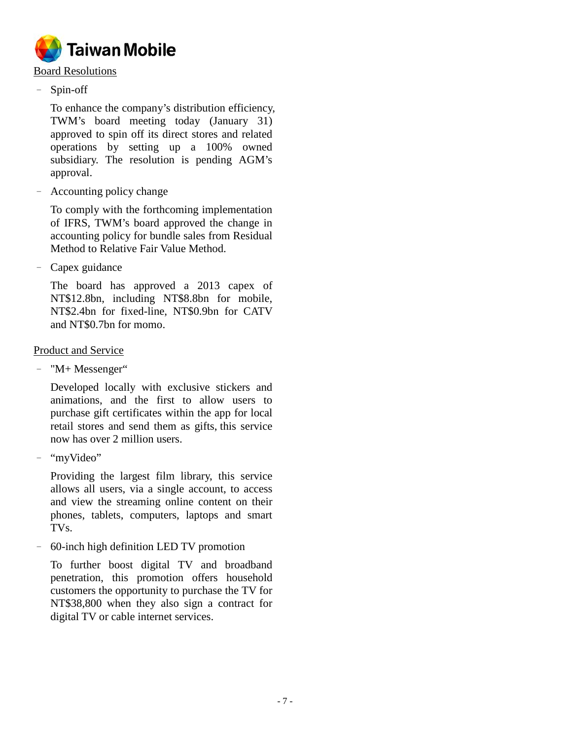Taiwan Mobile

Board Resolutions

- Spin-off

  To enhance the company's distribution efficiency, TWM's board meeting today (January 31) approved to spin off its direct stores and related operations by setting up a 100% owned subsidiary. The resolution is pending AGM's approval.

- Accounting policy change

  To comply with the forthcoming implementation of IFRS, TWM's board approved the change in accounting policy for bundle sales from Residual Method to Relative Fair Value Method.

- Capex guidance

  The board has approved a 2013 capex of NT$12.8bn, including NT$8.8bn for mobile, NT$2.4bn for fixed-line, NT$0.9bn for CATV and NT$0.7bn for momo.

Product and Service

- "M+ Messenger"

  Developed locally with exclusive stickers and animations, and the first to allow users to purchase gift certificates within the app for local retail stores and send them as gifts, this service now has over 2 million users.

- "myVideo"

  Providing the largest film library, this service allows all users, via a single account, to access and view the streaming online content on their phones, tablets, computers, laptops and smart TVs.

- 60-inch high definition LED TV promotion

  To further boost digital TV and broadband penetration, this promotion offers household customers the opportunity to purchase the TV for NT$38,800 when they also sign a contract for digital TV or cable internet services.